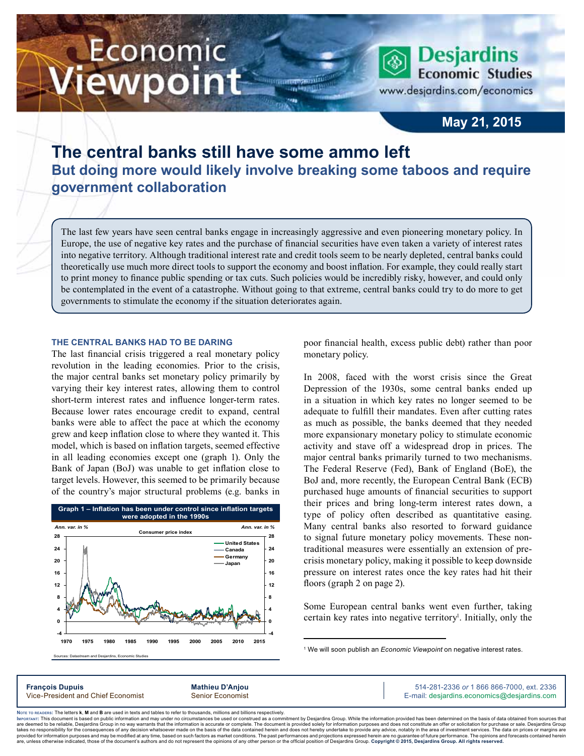# The central banks still have some ammo left

## But doing more would likely involve breaking some taboos and require government collaboration

May 21, 2015

The last few years have seen central banks engage in increasingly aggressive and even pioneering monetary policy. In Europe, the use of negative key rates and the purchase of financial securities have even taken a variety of interest rates into negative territory. Although traditional interest rate and credit tools seem to be nearly depleted, central banks could theoretically use much more direct tools to support the economy and boost inflation. For example, they could really start to print money to finance public spending or tax cuts. Such policies would be incredibly risky, however, and could only be contemplated in the event of a catastrophe. Without going to that extreme, central banks could try to do more to get governments to stimulate the economy if the situation deteriorates again.

### THE CENTRAL BANKS HAD TO BE DARING

The last financial crisis triggered a real monetary policy revolution in the leading economies. Prior to the crisis, the major central banks set monetary policy primarily by varying their key interest rates, allowing them to control short-term interest rates and influence longer-term rates. Because lower rates encourage credit to expand, central banks were able to affect the pace at which the economy grew and keep inflation close to where they wanted it. This model, which is based on inflation targets, seemed effective in all leading economies except one (graph 1). Only the Bank of Japan (BoJ) was unable to get inflation close to target levels. However, this seemed to be primarily because of the country's major structural problems (e.g. banks in poor financial health, excess public debt) rather than poor monetary policy.

**Graph 1 – Inflation has been under control since inflation targets were adopted in the 1990s**

Sources: Datastream and Desjardins, Economic Studies

In 2008, faced with the worst crisis since the Great Depression of the 1930s, some central banks ended up in a situation in which key rates no longer seemed to be adequate to fulfill their mandates. Even after cutting rates as much as possible, the banks deemed that they needed more expansionary monetary policy to stimulate economic activity and stave off a widespread drop in prices. The major central banks primarily turned to two mechanisms. The Federal Reserve (Fed), Bank of England (BoE), the BoJ and, more recently, the European Central Bank (ECB) purchased huge amounts of financial securities to support their prices and bring long-term interest rates down, a type of policy often described as quantitative easing. Many central banks also resorted to forward guidance to signal future monetary policy movements. These non-traditional measures were essentially an extension of pre-crisis monetary policy, making it possible to keep downside pressure on interest rates once the key rates had hit their floors (graph 2 on page 2).

Some European central banks went even further, taking certain key rates into negative territory[1]. Initially, only the

[1] We will soon publish an *Economic Viewpoint* on negative interest rates.

**François Dupuis**, Vice-President and Chief Economist
**Mathieu D'Anjou**, Senior Economist
514-281-2336 *or* 1 866 866-7000, ext. 2336
E-mail: desjardins.economics@desjardins.com

Note to readers: The letters **k**, **M** and **B** are used in texts and tables to refer to thousands, millions and billions respectively.

Important: This document is based on public information and may under no circumstances be used or construed as a commitment by Desjardins Group. While the information provided has been determined on the basis of data obtained from sources that are deemed to be reliable, Desjardins Group in no way warrants that the information is accurate or complete. The document is provided solely for information purposes and does not constitute an offer or solicitation for purchase or sale. Desjardins Group takes no responsibility for the consequences of any decision whatsoever made on the basis of the data contained herein and does not hereby undertake to provide any advice, notably in the area of investment services. The data on prices or margins are provided for information purposes and may be modified at any time, based on such factors as market conditions. The past performances and projections expressed herein are no guarantee of future performance. The opinions and forecasts contained herein are, unless otherwise indicated, those of the document's authors and do not represent the opinions of any other person or the official position of Desjardins Group. **Copyright © 2015, Desjardins Group. All rights reserved.**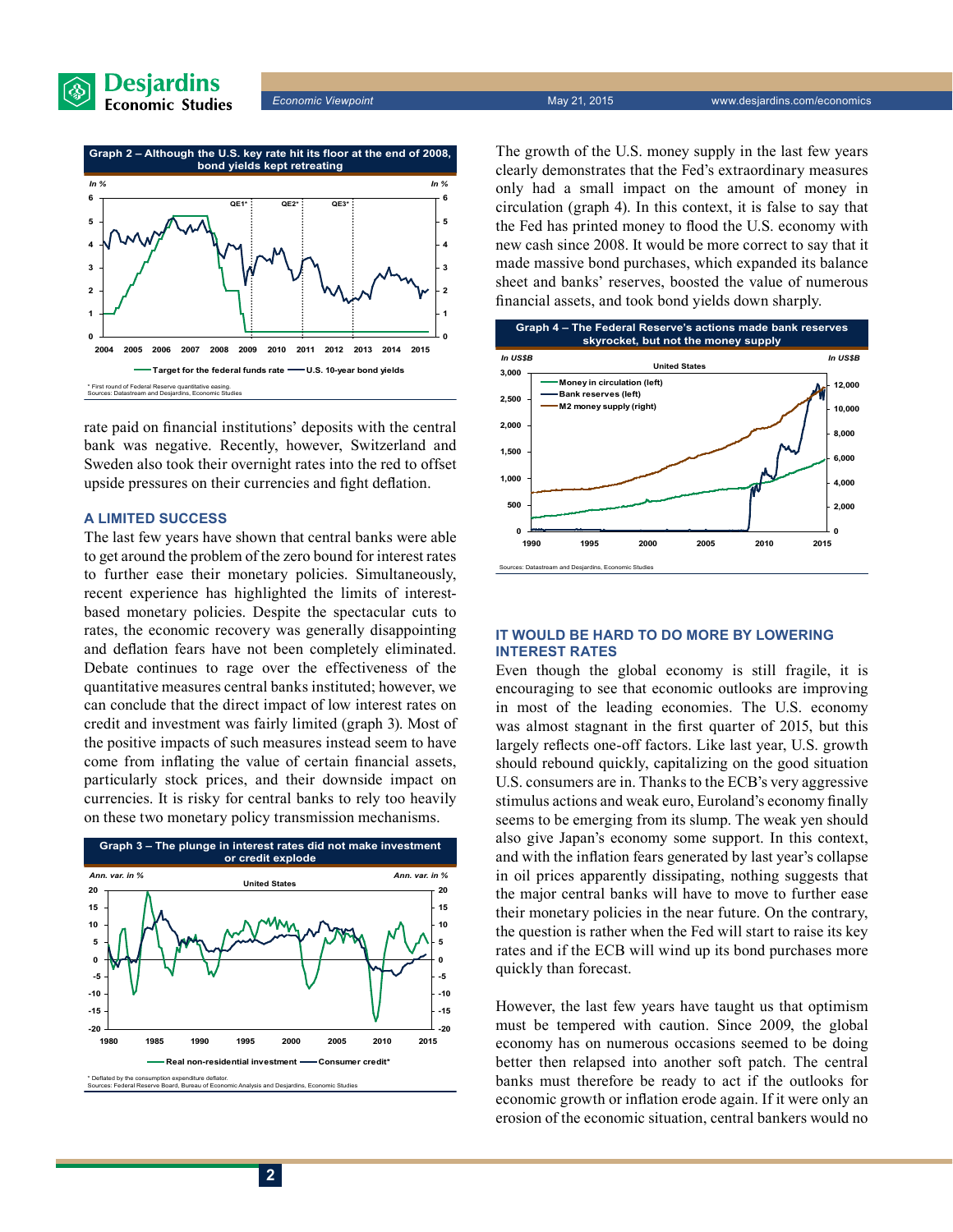**Graph 2 – Although the U.S. key rate hit its floor at the end of 2008, bond yields kept retreating**

\* First round of Federal Reserve quantitative easing.
Sources: Datastream and Desjardins, Economic Studies

rate paid on financial institutions' deposits with the central bank was negative. Recently, however, Switzerland and Sweden also took their overnight rates into the red to offset upside pressures on their currencies and fight deflation.

## A LIMITED SUCCESS

The last few years have shown that central banks were able to get around the problem of the zero bound for interest rates to further ease their monetary policies. Simultaneously, recent experience has highlighted the limits of interest-based monetary policies. Despite the spectacular cuts to rates, the economic recovery was generally disappointing and deflation fears have not been completely eliminated. Debate continues to rage over the effectiveness of the quantitative measures central banks instituted; however, we can conclude that the direct impact of low interest rates on credit and investment was fairly limited (graph 3). Most of the positive impacts of such measures instead seem to have come from inflating the value of certain financial assets, particularly stock prices, and their downside impact on currencies. It is risky for central banks to rely too heavily on these two monetary policy transmission mechanisms.

**Graph 3 – The plunge in interest rates did not make investment or credit explode**

\* Deflated by the consumption expenditure deflator.
Sources: Federal Reserve Board, Bureau of Economic Analysis and Desjardins, Economic Studies

The growth of the U.S. money supply in the last few years clearly demonstrates that the Fed's extraordinary measures only had a small impact on the amount of money in circulation (graph 4). In this context, it is false to say that the Fed has printed money to flood the U.S. economy with new cash since 2008. It would be more correct to say that it made massive bond purchases, which expanded its balance sheet and banks' reserves, boosted the value of numerous financial assets, and took bond yields down sharply.

**Graph 4 – The Federal Reserve's actions made bank reserves skyrocket, but not the money supply**

Sources: Datastream and Desjardins, Economic Studies

## IT WOULD BE HARD TO DO MORE BY LOWERING INTEREST RATES

Even though the global economy is still fragile, it is encouraging to see that economic outlooks are improving in most of the leading economies. The U.S. economy was almost stagnant in the first quarter of 2015, but this largely reflects one-off factors. Like last year, U.S. growth should rebound quickly, capitalizing on the good situation U.S. consumers are in. Thanks to the ECB's very aggressive stimulus actions and weak euro, Euroland's economy finally seems to be emerging from its slump. The weak yen should also give Japan's economy some support. In this context, and with the inflation fears generated by last year's collapse in oil prices apparently dissipating, nothing suggests that the major central banks will have to move to further ease their monetary policies in the near future. On the contrary, the question is rather when the Fed will start to raise its key rates and if the ECB will wind up its bond purchases more quickly than forecast.

However, the last few years have taught us that optimism must be tempered with caution. Since 2009, the global economy has on numerous occasions seemed to be doing better then relapsed into another soft patch. The central banks must therefore be ready to act if the outlooks for economic growth or inflation erode again. If it were only an erosion of the economic situation, central bankers would no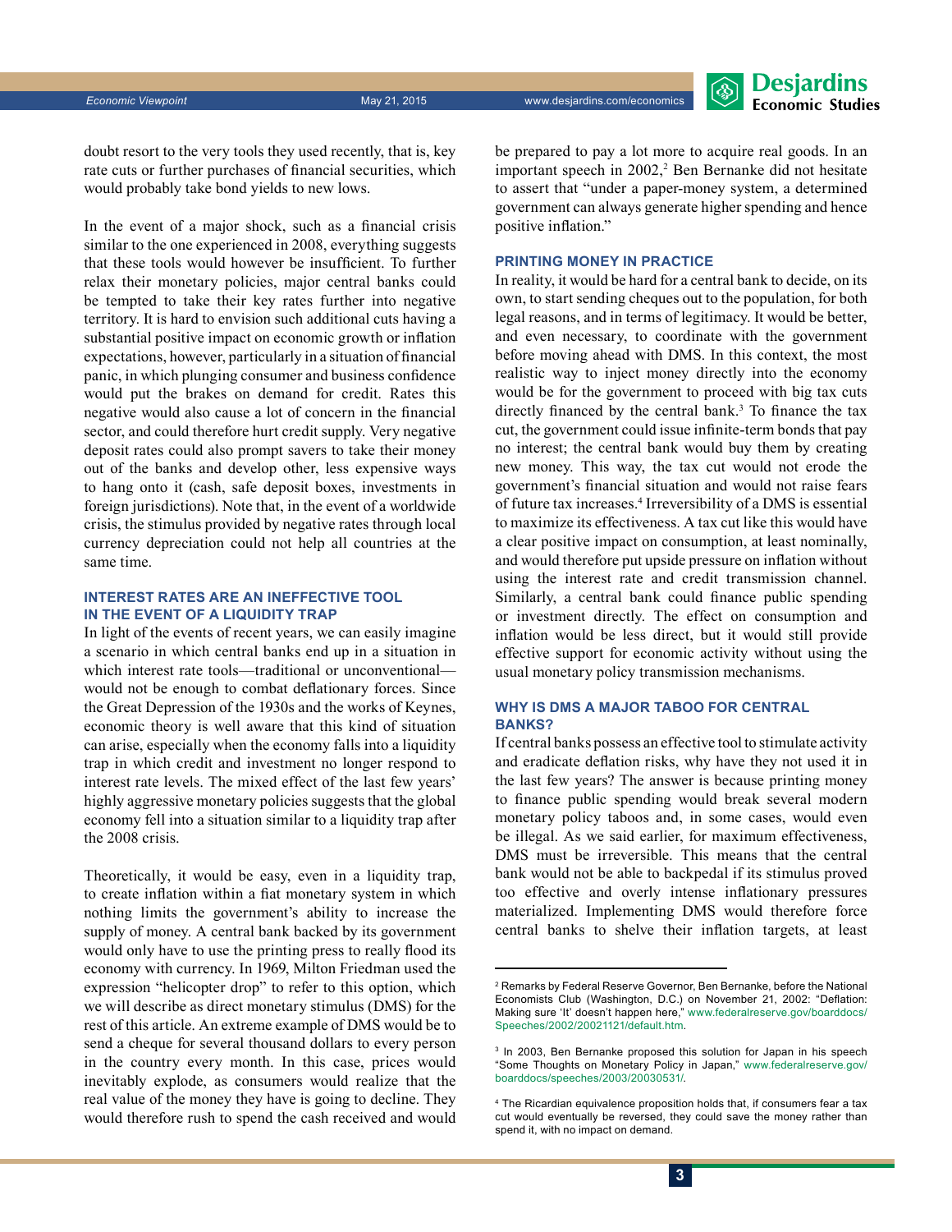doubt resort to the very tools they used recently, that is, key rate cuts or further purchases of financial securities, which would probably take bond yields to new lows.

In the event of a major shock, such as a financial crisis similar to the one experienced in 2008, everything suggests that these tools would however be insufficient. To further relax their monetary policies, major central banks could be tempted to take their key rates further into negative territory. It is hard to envision such additional cuts having a substantial positive impact on economic growth or inflation expectations, however, particularly in a situation of financial panic, in which plunging consumer and business confidence would put the brakes on demand for credit. Rates this negative would also cause a lot of concern in the financial sector, and could therefore hurt credit supply. Very negative deposit rates could also prompt savers to take their money out of the banks and develop other, less expensive ways to hang onto it (cash, safe deposit boxes, investments in foreign jurisdictions). Note that, in the event of a worldwide crisis, the stimulus provided by negative rates through local currency depreciation could not help all countries at the same time.

### INTEREST RATES ARE AN INEFFECTIVE TOOL IN THE EVENT OF A LIQUIDITY TRAP

In light of the events of recent years, we can easily imagine a scenario in which central banks end up in a situation in which interest rate tools—traditional or unconventional—would not be enough to combat deflationary forces. Since the Great Depression of the 1930s and the works of Keynes, economic theory is well aware that this kind of situation can arise, especially when the economy falls into a liquidity trap in which credit and investment no longer respond to interest rate levels. The mixed effect of the last few years' highly aggressive monetary policies suggests that the global economy fell into a situation similar to a liquidity trap after the 2008 crisis.

Theoretically, it would be easy, even in a liquidity trap, to create inflation within a fiat monetary system in which nothing limits the government's ability to increase the supply of money. A central bank backed by its government would only have to use the printing press to really flood its economy with currency. In 1969, Milton Friedman used the expression "helicopter drop" to refer to this option, which we will describe as direct monetary stimulus (DMS) for the rest of this article. An extreme example of DMS would be to send a cheque for several thousand dollars to every person in the country every month. In this case, prices would inevitably explode, as consumers would realize that the real value of the money they have is going to decline. They would therefore rush to spend the cash received and would be prepared to pay a lot more to acquire real goods. In an important speech in 2002,[2] Ben Bernanke did not hesitate to assert that "under a paper-money system, a determined government can always generate higher spending and hence positive inflation."

### PRINTING MONEY IN PRACTICE

In reality, it would be hard for a central bank to decide, on its own, to start sending cheques out to the population, for both legal reasons, and in terms of legitimacy. It would be better, and even necessary, to coordinate with the government before moving ahead with DMS. In this context, the most realistic way to inject money directly into the economy would be for the government to proceed with big tax cuts directly financed by the central bank.[3] To finance the tax cut, the government could issue infinite-term bonds that pay no interest; the central bank would buy them by creating new money. This way, the tax cut would not erode the government's financial situation and would not raise fears of future tax increases.[4] Irreversibility of a DMS is essential to maximize its effectiveness. A tax cut like this would have a clear positive impact on consumption, at least nominally, and would therefore put upside pressure on inflation without using the interest rate and credit transmission channel. Similarly, a central bank could finance public spending or investment directly. The effect on consumption and inflation would be less direct, but it would still provide effective support for economic activity without using the usual monetary policy transmission mechanisms.

### WHY IS DMS A MAJOR TABOO FOR CENTRAL BANKS?

If central banks possess an effective tool to stimulate activity and eradicate deflation risks, why have they not used it in the last few years? The answer is because printing money to finance public spending would break several modern monetary policy taboos and, in some cases, would even be illegal. As we said earlier, for maximum effectiveness, DMS must be irreversible. This means that the central bank would not be able to backpedal if its stimulus proved too effective and overly intense inflationary pressures materialized. Implementing DMS would therefore force central banks to shelve their inflation targets, at least

---

[2] Remarks by Federal Reserve Governor, Ben Bernanke, before the National Economists Club (Washington, D.C.) on November 21, 2002: "Deflation: Making sure 'It' doesn't happen here," www.federalreserve.gov/boarddocs/Speeches/2002/20021121/default.htm.

[3] In 2003, Ben Bernanke proposed this solution for Japan in his speech "Some Thoughts on Monetary Policy in Japan," www.federalreserve.gov/boarddocs/speeches/2003/20030531/.

[4] The Ricardian equivalence proposition holds that, if consumers fear a tax cut would eventually be reversed, they could save the money rather than spend it, with no impact on demand.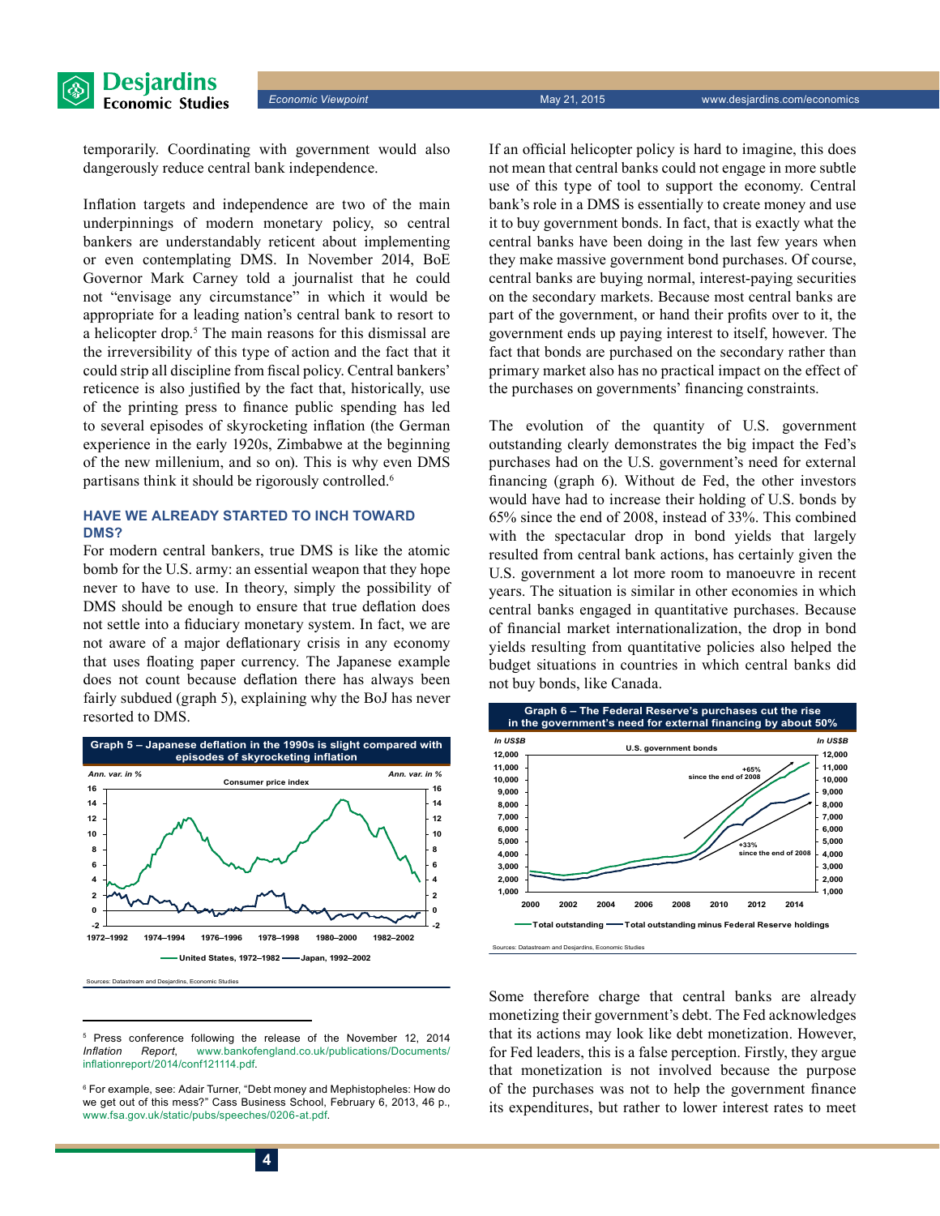temporarily. Coordinating with government would also dangerously reduce central bank independence.

Inflation targets and independence are two of the main underpinnings of modern monetary policy, so central bankers are understandably reticent about implementing or even contemplating DMS. In November 2014, BoE Governor Mark Carney told a journalist that he could not "envisage any circumstance" in which it would be appropriate for a leading nation's central bank to resort to a helicopter drop.[5] The main reasons for this dismissal are the irreversibility of this type of action and the fact that it could strip all discipline from fiscal policy. Central bankers' reticence is also justified by the fact that, historically, use of the printing press to finance public spending has led to several episodes of skyrocketing inflation (the German experience in the early 1920s, Zimbabwe at the beginning of the new millenium, and so on). This is why even DMS partisans think it should be rigorously controlled.[6]

## HAVE WE ALREADY STARTED TO INCH TOWARD DMS?

For modern central bankers, true DMS is like the atomic bomb for the U.S. army: an essential weapon that they hope never to have to use. In theory, simply the possibility of DMS should be enough to ensure that true deflation does not settle into a fiduciary monetary system. In fact, we are not aware of a major deflationary crisis in any economy that uses floating paper currency. The Japanese example does not count because deflation there has always been fairly subdued (graph 5), explaining why the BoJ has never resorted to DMS.

**Graph 5 – Japanese deflation in the 1990s is slight compared with episodes of skyrocketing inflation**

Sources: Datastream and Desjardins, Economic Studies

If an official helicopter policy is hard to imagine, this does not mean that central banks could not engage in more subtle use of this type of tool to support the economy. Central bank's role in a DMS is essentially to create money and use it to buy government bonds. In fact, that is exactly what the central banks have been doing in the last few years when they make massive government bond purchases. Of course, central banks are buying normal, interest-paying securities on the secondary markets. Because most central banks are part of the government, or hand their profits over to it, the government ends up paying interest to itself, however. The fact that bonds are purchased on the secondary rather than primary market also has no practical impact on the effect of the purchases on governments' financing constraints.

The evolution of the quantity of U.S. government outstanding clearly demonstrates the big impact the Fed's purchases had on the U.S. government's need for external financing (graph 6). Without de Fed, the other investors would have had to increase their holding of U.S. bonds by 65% since the end of 2008, instead of 33%. This combined with the spectacular drop in bond yields that largely resulted from central bank actions, has certainly given the U.S. government a lot more room to manoeuvre in recent years. The situation is similar in other economies in which central banks engaged in quantitative purchases. Because of financial market internationalization, the drop in bond yields resulting from quantitative policies also helped the budget situations in countries in which central banks did not buy bonds, like Canada.

**Graph 6 – The Federal Reserve's purchases cut the rise in the government's need for external financing by about 50%**

Sources: Datastream and Desjardins, Economic Studies

Some therefore charge that central banks are already monetizing their government's debt. The Fed acknowledges that its actions may look like debt monetization. However, for Fed leaders, this is a false perception. Firstly, they argue that monetization is not involved because the purpose of the purchases was not to help the government finance its expenditures, but rather to lower interest rates to meet

---

[5] Press conference following the release of the November 12, 2014 *Inflation Report*, www.bankofengland.co.uk/publications/Documents/inflationreport/2014/conf121114.pdf.

[6] For example, see: Adair Turner, "Debt money and Mephistopheles: How do we get out of this mess?" Cass Business School, February 6, 2013, 46 p., www.fsa.gov.uk/static/pubs/speeches/0206-at.pdf.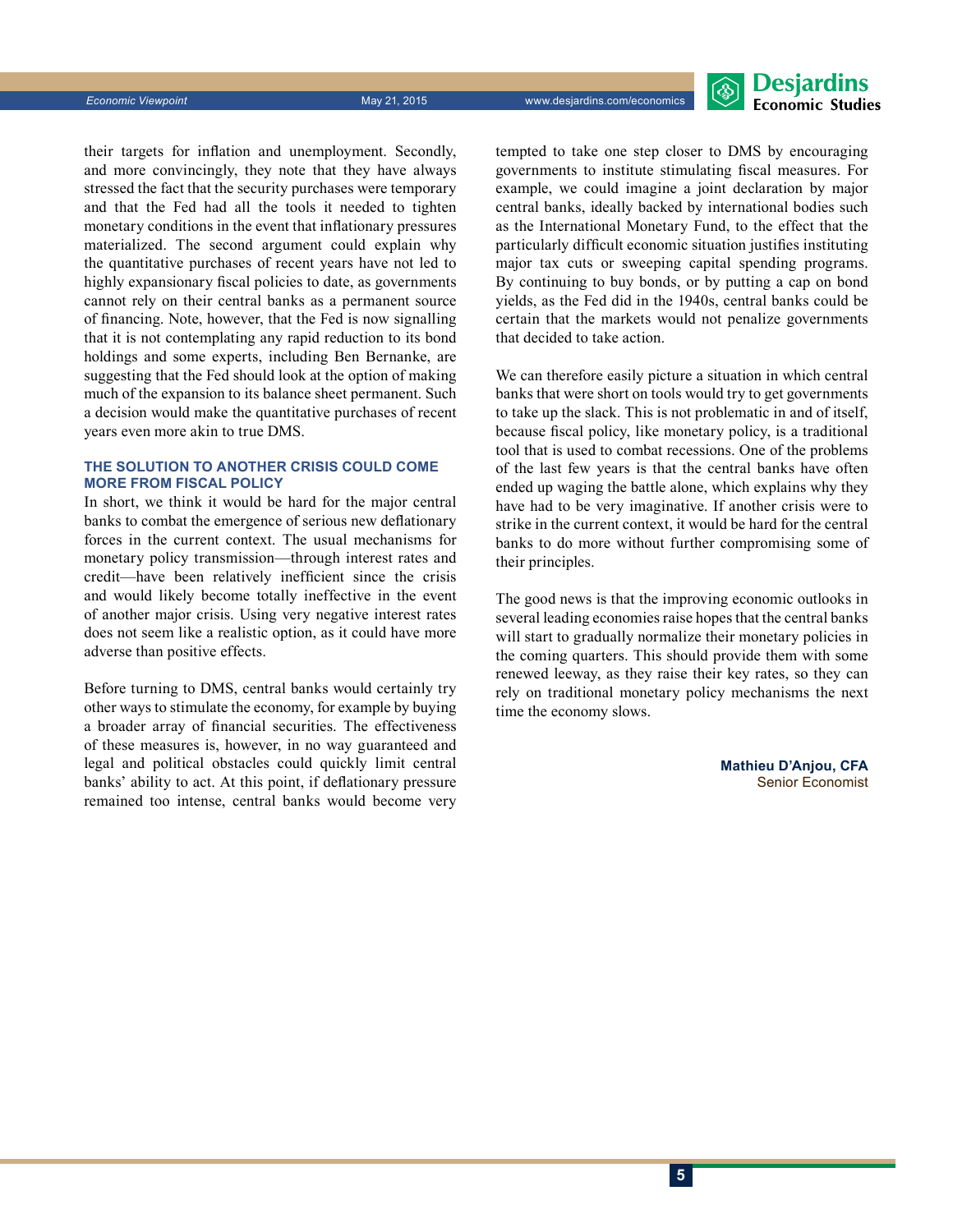their targets for inflation and unemployment. Secondly, and more convincingly, they note that they have always stressed the fact that the security purchases were temporary and that the Fed had all the tools it needed to tighten monetary conditions in the event that inflationary pressures materialized. The second argument could explain why the quantitative purchases of recent years have not led to highly expansionary fiscal policies to date, as governments cannot rely on their central banks as a permanent source of financing. Note, however, that the Fed is now signalling that it is not contemplating any rapid reduction to its bond holdings and some experts, including Ben Bernanke, are suggesting that the Fed should look at the option of making much of the expansion to its balance sheet permanent. Such a decision would make the quantitative purchases of recent years even more akin to true DMS.

## THE SOLUTION TO ANOTHER CRISIS COULD COME MORE FROM FISCAL POLICY

In short, we think it would be hard for the major central banks to combat the emergence of serious new deflationary forces in the current context. The usual mechanisms for monetary policy transmission—through interest rates and credit—have been relatively inefficient since the crisis and would likely become totally ineffective in the event of another major crisis. Using very negative interest rates does not seem like a realistic option, as it could have more adverse than positive effects.

Before turning to DMS, central banks would certainly try other ways to stimulate the economy, for example by buying a broader array of financial securities. The effectiveness of these measures is, however, in no way guaranteed and legal and political obstacles could quickly limit central banks' ability to act. At this point, if deflationary pressure remained too intense, central banks would become very tempted to take one step closer to DMS by encouraging governments to institute stimulating fiscal measures. For example, we could imagine a joint declaration by major central banks, ideally backed by international bodies such as the International Monetary Fund, to the effect that the particularly difficult economic situation justifies instituting major tax cuts or sweeping capital spending programs. By continuing to buy bonds, or by putting a cap on bond yields, as the Fed did in the 1940s, central banks could be certain that the markets would not penalize governments that decided to take action.

We can therefore easily picture a situation in which central banks that were short on tools would try to get governments to take up the slack. This is not problematic in and of itself, because fiscal policy, like monetary policy, is a traditional tool that is used to combat recessions. One of the problems of the last few years is that the central banks have often ended up waging the battle alone, which explains why they have had to be very imaginative. If another crisis were to strike in the current context, it would be hard for the central banks to do more without further compromising some of their principles.

The good news is that the improving economic outlooks in several leading economies raise hopes that the central banks will start to gradually normalize their monetary policies in the coming quarters. This should provide them with some renewed leeway, as they raise their key rates, so they can rely on traditional monetary policy mechanisms the next time the economy slows.

**Mathieu D'Anjou, CFA**
Senior Economist